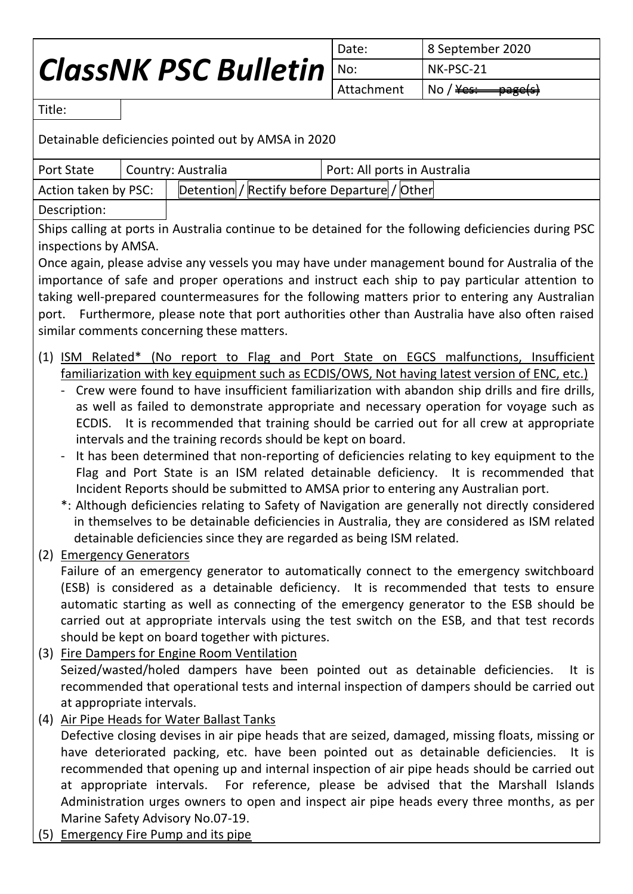# ClassNK PSC Bulletin

| Date: | 8 September 2020 |
| --- | --- |
| No: | NK-PSC-21 |
| Attachment | No / ~~Yes: page(s)~~ |

Title:

Detainable deficiencies pointed out by AMSA in 2020

| Port State | Country: Australia | Port: All ports in Australia |
| --- | --- | --- |
| Action taken by PSC: | Detention / Rectify before Departure / Other | |

Description:

Ships calling at ports in Australia continue to be detained for the following deficiencies during PSC inspections by AMSA.

Once again, please advise any vessels you may have under management bound for Australia of the importance of safe and proper operations and instruct each ship to pay particular attention to taking well-prepared countermeasures for the following matters prior to entering any Australian port. Furthermore, please note that port authorities other than Australia have also often raised similar comments concerning these matters.

(1) ISM Related* (No report to Flag and Port State on EGCS malfunctions, Insufficient familiarization with key equipment such as ECDIS/OWS, Not having latest version of ENC, etc.)

- Crew were found to have insufficient familiarization with abandon ship drills and fire drills, as well as failed to demonstrate appropriate and necessary operation for voyage such as ECDIS. It is recommended that training should be carried out for all crew at appropriate intervals and the training records should be kept on board.
- It has been determined that non-reporting of deficiencies relating to key equipment to the Flag and Port State is an ISM related detainable deficiency. It is recommended that Incident Reports should be submitted to AMSA prior to entering any Australian port.

*: Although deficiencies relating to Safety of Navigation are generally not directly considered in themselves to be detainable deficiencies in Australia, they are considered as ISM related detainable deficiencies since they are regarded as being ISM related.

(2) Emergency Generators

Failure of an emergency generator to automatically connect to the emergency switchboard (ESB) is considered as a detainable deficiency. It is recommended that tests to ensure automatic starting as well as connecting of the emergency generator to the ESB should be carried out at appropriate intervals using the test switch on the ESB, and that test records should be kept on board together with pictures.

(3) Fire Dampers for Engine Room Ventilation

Seized/wasted/holed dampers have been pointed out as detainable deficiencies. It is recommended that operational tests and internal inspection of dampers should be carried out at appropriate intervals.

(4) Air Pipe Heads for Water Ballast Tanks

Defective closing devises in air pipe heads that are seized, damaged, missing floats, missing or have deteriorated packing, etc. have been pointed out as detainable deficiencies. It is recommended that opening up and internal inspection of air pipe heads should be carried out at appropriate intervals. For reference, please be advised that the Marshall Islands Administration urges owners to open and inspect air pipe heads every three months, as per Marine Safety Advisory No.07-19.

(5) Emergency Fire Pump and its pipe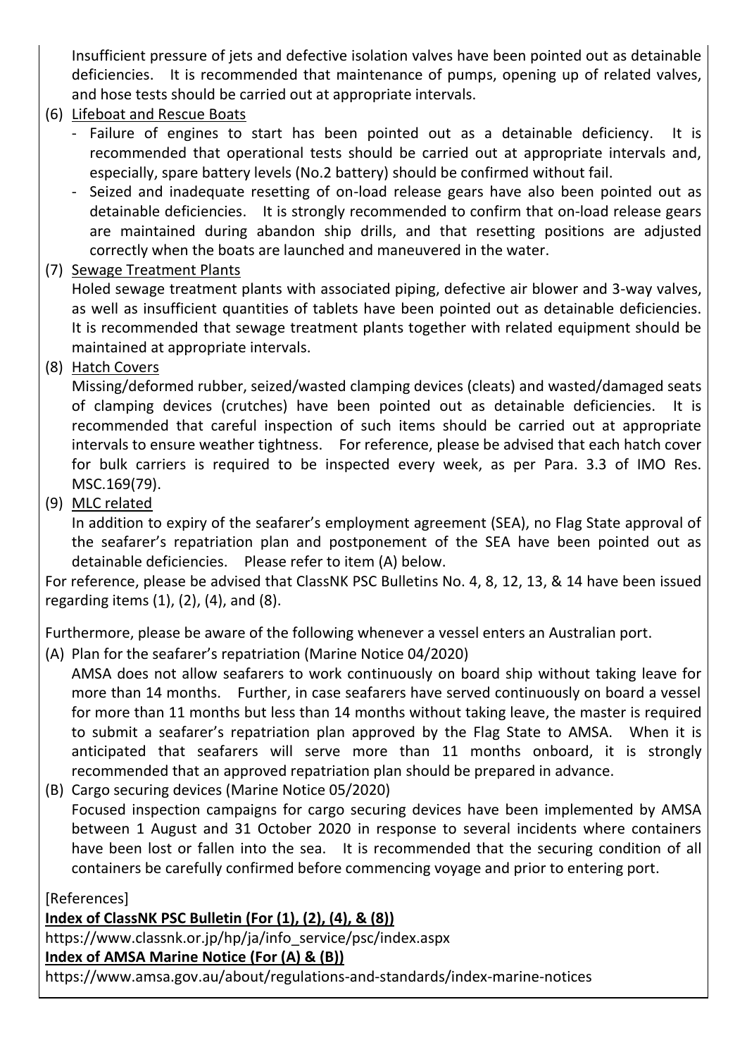Insufficient pressure of jets and defective isolation valves have been pointed out as detainable deficiencies. It is recommended that maintenance of pumps, opening up of related valves, and hose tests should be carried out at appropriate intervals.

(6) Lifeboat and Rescue Boats

- Failure of engines to start has been pointed out as a detainable deficiency. It is recommended that operational tests should be carried out at appropriate intervals and, especially, spare battery levels (No.2 battery) should be confirmed without fail.
- Seized and inadequate resetting of on-load release gears have also been pointed out as detainable deficiencies. It is strongly recommended to confirm that on-load release gears are maintained during abandon ship drills, and that resetting positions are adjusted correctly when the boats are launched and maneuvered in the water.

(7) Sewage Treatment Plants

Holed sewage treatment plants with associated piping, defective air blower and 3-way valves, as well as insufficient quantities of tablets have been pointed out as detainable deficiencies. It is recommended that sewage treatment plants together with related equipment should be maintained at appropriate intervals.

(8) Hatch Covers

Missing/deformed rubber, seized/wasted clamping devices (cleats) and wasted/damaged seats of clamping devices (crutches) have been pointed out as detainable deficiencies. It is recommended that careful inspection of such items should be carried out at appropriate intervals to ensure weather tightness. For reference, please be advised that each hatch cover for bulk carriers is required to be inspected every week, as per Para. 3.3 of IMO Res. MSC.169(79).

(9) MLC related

In addition to expiry of the seafarer's employment agreement (SEA), no Flag State approval of the seafarer's repatriation plan and postponement of the SEA have been pointed out as detainable deficiencies. Please refer to item (A) below.

For reference, please be advised that ClassNK PSC Bulletins No. 4, 8, 12, 13, & 14 have been issued regarding items (1), (2), (4), and (8).

Furthermore, please be aware of the following whenever a vessel enters an Australian port.

(A) Plan for the seafarer's repatriation (Marine Notice 04/2020)

AMSA does not allow seafarers to work continuously on board ship without taking leave for more than 14 months. Further, in case seafarers have served continuously on board a vessel for more than 11 months but less than 14 months without taking leave, the master is required to submit a seafarer's repatriation plan approved by the Flag State to AMSA. When it is anticipated that seafarers will serve more than 11 months onboard, it is strongly recommended that an approved repatriation plan should be prepared in advance.

(B) Cargo securing devices (Marine Notice 05/2020)

Focused inspection campaigns for cargo securing devices have been implemented by AMSA between 1 August and 31 October 2020 in response to several incidents where containers have been lost or fallen into the sea. It is recommended that the securing condition of all containers be carefully confirmed before commencing voyage and prior to entering port.

[References]

**Index of ClassNK PSC Bulletin (For (1), (2), (4), & (8))**

https://www.classnk.or.jp/hp/ja/info_service/psc/index.aspx

**Index of AMSA Marine Notice (For (A) & (B))**

https://www.amsa.gov.au/about/regulations-and-standards/index-marine-notices